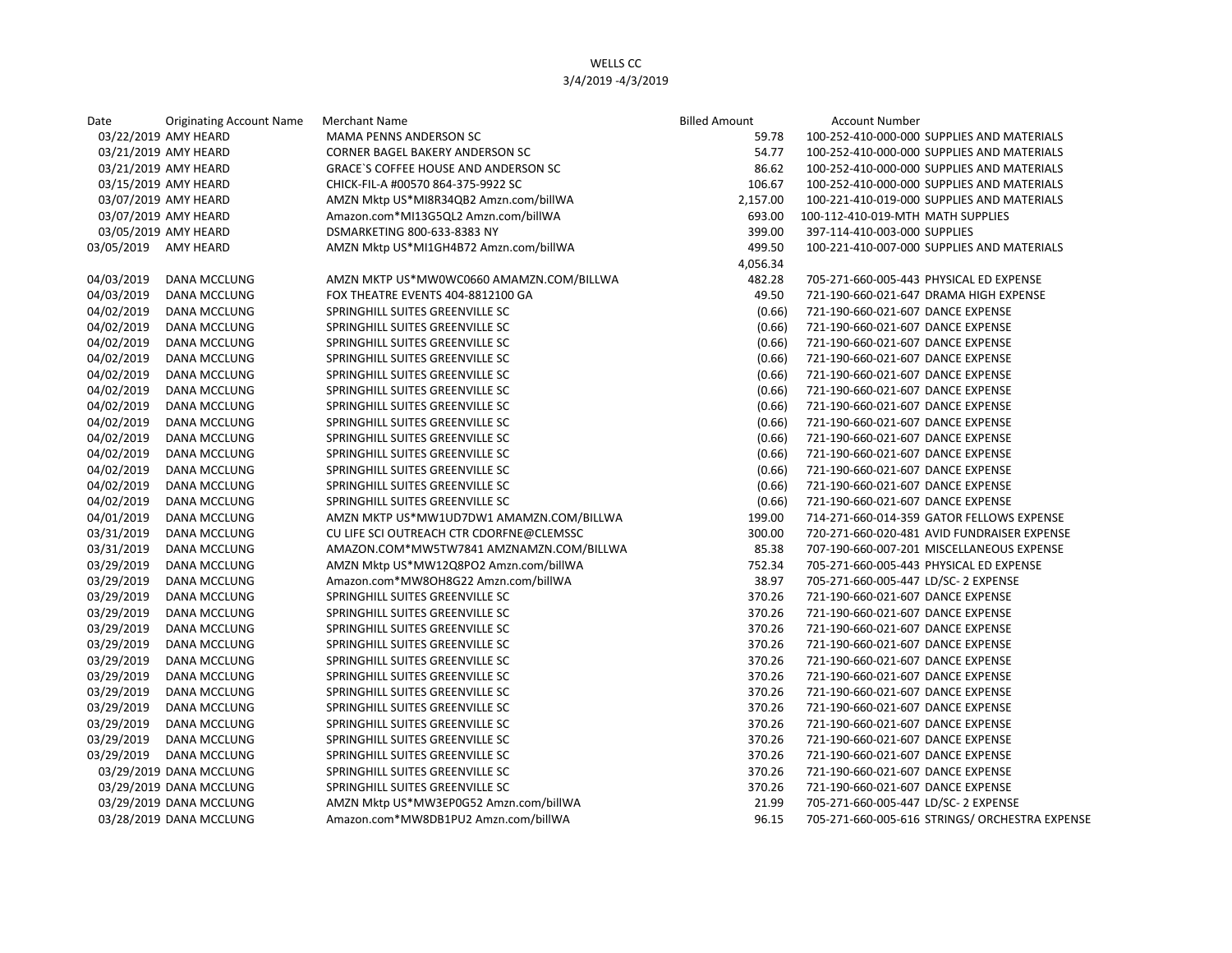WELLS CC

3/4/2019 -4/3/2019

| Date | Originating Account Name | Merchant Name | Billed Amount | Account Number |
|---|---|---|---|---|
| 03/22/2019 | AMY HEARD | MAMA PENNS ANDERSON SC | 59.78 | 100-252-410-000-000 SUPPLIES AND MATERIALS |
| 03/21/2019 | AMY HEARD | CORNER BAGEL BAKERY ANDERSON SC | 54.77 | 100-252-410-000-000 SUPPLIES AND MATERIALS |
| 03/21/2019 | AMY HEARD | GRACE`S COFFEE HOUSE AND ANDERSON SC | 86.62 | 100-252-410-000-000 SUPPLIES AND MATERIALS |
| 03/15/2019 | AMY HEARD | CHICK-FIL-A #00570 864-375-9922 SC | 106.67 | 100-252-410-000-000 SUPPLIES AND MATERIALS |
| 03/07/2019 | AMY HEARD | AMZN Mktp US*MI8R34QB2 Amzn.com/billWA | 2,157.00 | 100-221-410-019-000 SUPPLIES AND MATERIALS |
| 03/07/2019 | AMY HEARD | Amazon.com*MI13G5QL2 Amzn.com/billWA | 693.00 | 100-112-410-019-MTH MATH SUPPLIES |
| 03/05/2019 | AMY HEARD | DSMARKETING 800-633-8383 NY | 399.00 | 397-114-410-003-000 SUPPLIES |
| 03/05/2019 | AMY HEARD | AMZN Mktp US*MI1GH4B72 Amzn.com/billWA | 499.50 | 100-221-410-007-000 SUPPLIES AND MATERIALS |
| | | | 4,056.34 | |
| 04/03/2019 | DANA MCCLUNG | AMZN MKTP US*MW0WC0660 AMAMZN.COM/BILLWA | 482.28 | 705-271-660-005-443 PHYSICAL ED EXPENSE |
| 04/03/2019 | DANA MCCLUNG | FOX THEATRE EVENTS 404-8812100 GA | 49.50 | 721-190-660-021-647 DRAMA HIGH EXPENSE |
| 04/02/2019 | DANA MCCLUNG | SPRINGHILL SUITES GREENVILLE SC | (0.66) | 721-190-660-021-607 DANCE EXPENSE |
| 04/02/2019 | DANA MCCLUNG | SPRINGHILL SUITES GREENVILLE SC | (0.66) | 721-190-660-021-607 DANCE EXPENSE |
| 04/02/2019 | DANA MCCLUNG | SPRINGHILL SUITES GREENVILLE SC | (0.66) | 721-190-660-021-607 DANCE EXPENSE |
| 04/02/2019 | DANA MCCLUNG | SPRINGHILL SUITES GREENVILLE SC | (0.66) | 721-190-660-021-607 DANCE EXPENSE |
| 04/02/2019 | DANA MCCLUNG | SPRINGHILL SUITES GREENVILLE SC | (0.66) | 721-190-660-021-607 DANCE EXPENSE |
| 04/02/2019 | DANA MCCLUNG | SPRINGHILL SUITES GREENVILLE SC | (0.66) | 721-190-660-021-607 DANCE EXPENSE |
| 04/02/2019 | DANA MCCLUNG | SPRINGHILL SUITES GREENVILLE SC | (0.66) | 721-190-660-021-607 DANCE EXPENSE |
| 04/02/2019 | DANA MCCLUNG | SPRINGHILL SUITES GREENVILLE SC | (0.66) | 721-190-660-021-607 DANCE EXPENSE |
| 04/02/2019 | DANA MCCLUNG | SPRINGHILL SUITES GREENVILLE SC | (0.66) | 721-190-660-021-607 DANCE EXPENSE |
| 04/02/2019 | DANA MCCLUNG | SPRINGHILL SUITES GREENVILLE SC | (0.66) | 721-190-660-021-607 DANCE EXPENSE |
| 04/02/2019 | DANA MCCLUNG | SPRINGHILL SUITES GREENVILLE SC | (0.66) | 721-190-660-021-607 DANCE EXPENSE |
| 04/02/2019 | DANA MCCLUNG | SPRINGHILL SUITES GREENVILLE SC | (0.66) | 721-190-660-021-607 DANCE EXPENSE |
| 04/02/2019 | DANA MCCLUNG | SPRINGHILL SUITES GREENVILLE SC | (0.66) | 721-190-660-021-607 DANCE EXPENSE |
| 04/01/2019 | DANA MCCLUNG | AMZN MKTP US*MW1UD7DW1 AMAMZN.COM/BILLWA | 199.00 | 714-271-660-014-359 GATOR FELLOWS EXPENSE |
| 03/31/2019 | DANA MCCLUNG | CU LIFE SCI OUTREACH CTR CDORFNE@CLEMSSC | 300.00 | 720-271-660-020-481 AVID FUNDRAISER EXPENSE |
| 03/31/2019 | DANA MCCLUNG | AMAZON.COM*MW5TW7841 AMZNAMZN.COM/BILLWA | 85.38 | 707-190-660-007-201 MISCELLANEOUS EXPENSE |
| 03/29/2019 | DANA MCCLUNG | AMZN Mktp US*MW12Q8PO2 Amzn.com/billWA | 752.34 | 705-271-660-005-443 PHYSICAL ED EXPENSE |
| 03/29/2019 | DANA MCCLUNG | Amazon.com*MW8OH8G22 Amzn.com/billWA | 38.97 | 705-271-660-005-447 LD/SC- 2 EXPENSE |
| 03/29/2019 | DANA MCCLUNG | SPRINGHILL SUITES GREENVILLE SC | 370.26 | 721-190-660-021-607 DANCE EXPENSE |
| 03/29/2019 | DANA MCCLUNG | SPRINGHILL SUITES GREENVILLE SC | 370.26 | 721-190-660-021-607 DANCE EXPENSE |
| 03/29/2019 | DANA MCCLUNG | SPRINGHILL SUITES GREENVILLE SC | 370.26 | 721-190-660-021-607 DANCE EXPENSE |
| 03/29/2019 | DANA MCCLUNG | SPRINGHILL SUITES GREENVILLE SC | 370.26 | 721-190-660-021-607 DANCE EXPENSE |
| 03/29/2019 | DANA MCCLUNG | SPRINGHILL SUITES GREENVILLE SC | 370.26 | 721-190-660-021-607 DANCE EXPENSE |
| 03/29/2019 | DANA MCCLUNG | SPRINGHILL SUITES GREENVILLE SC | 370.26 | 721-190-660-021-607 DANCE EXPENSE |
| 03/29/2019 | DANA MCCLUNG | SPRINGHILL SUITES GREENVILLE SC | 370.26 | 721-190-660-021-607 DANCE EXPENSE |
| 03/29/2019 | DANA MCCLUNG | SPRINGHILL SUITES GREENVILLE SC | 370.26 | 721-190-660-021-607 DANCE EXPENSE |
| 03/29/2019 | DANA MCCLUNG | SPRINGHILL SUITES GREENVILLE SC | 370.26 | 721-190-660-021-607 DANCE EXPENSE |
| 03/29/2019 | DANA MCCLUNG | SPRINGHILL SUITES GREENVILLE SC | 370.26 | 721-190-660-021-607 DANCE EXPENSE |
| 03/29/2019 | DANA MCCLUNG | SPRINGHILL SUITES GREENVILLE SC | 370.26 | 721-190-660-021-607 DANCE EXPENSE |
| 03/29/2019 | DANA MCCLUNG | SPRINGHILL SUITES GREENVILLE SC | 370.26 | 721-190-660-021-607 DANCE EXPENSE |
| 03/29/2019 | DANA MCCLUNG | SPRINGHILL SUITES GREENVILLE SC | 370.26 | 721-190-660-021-607 DANCE EXPENSE |
| 03/29/2019 | DANA MCCLUNG | AMZN Mktp US*MW3EP0G52 Amzn.com/billWA | 21.99 | 705-271-660-005-447 LD/SC- 2 EXPENSE |
| 03/28/2019 | DANA MCCLUNG | Amazon.com*MW8DB1PU2 Amzn.com/billWA | 96.15 | 705-271-660-005-616 STRINGS/ ORCHESTRA EXPENSE |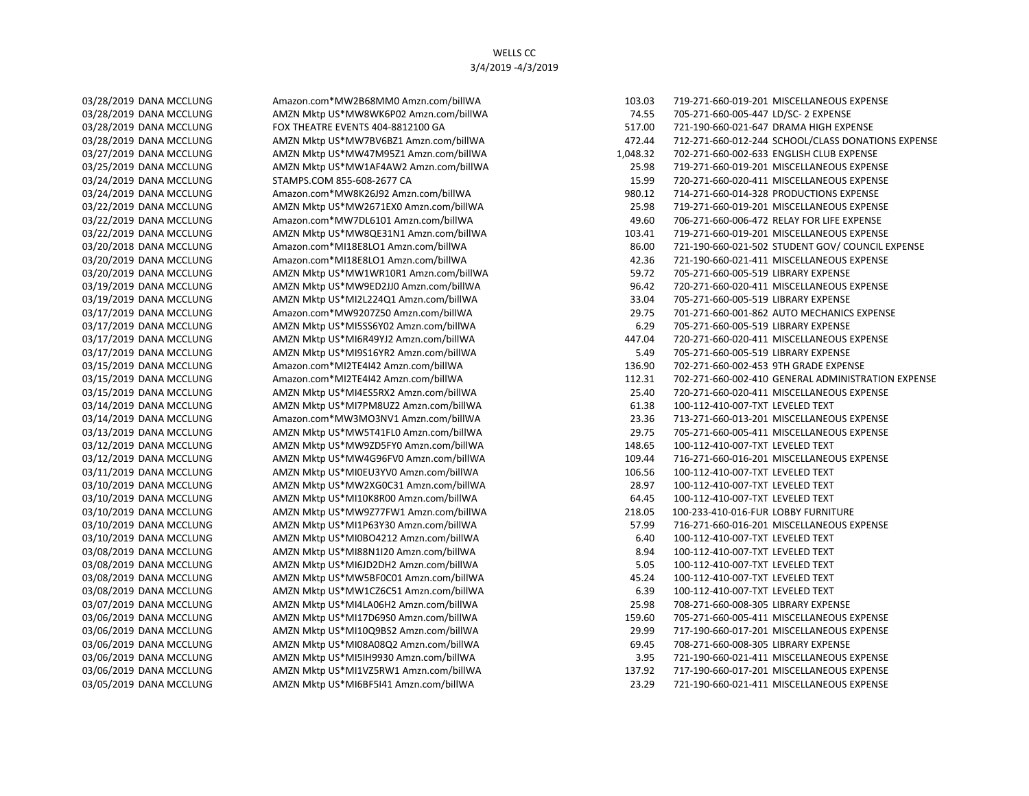WELLS CC
3/4/2019 -4/3/2019

| Date | Name | Vendor | Amount | Account |
|---|---|---|---|---|
| 03/28/2019 | DANA MCCLUNG | Amazon.com*MW2B68MM0 Amzn.com/billWA | 103.03 | 719-271-660-019-201 MISCELLANEOUS EXPENSE |
| 03/28/2019 | DANA MCCLUNG | AMZN Mktp US*MW8WK6P02 Amzn.com/billWA | 74.55 | 705-271-660-005-447 LD/SC- 2 EXPENSE |
| 03/28/2019 | DANA MCCLUNG | FOX THEATRE EVENTS 404-8812100 GA | 517.00 | 721-190-660-021-647 DRAMA HIGH EXPENSE |
| 03/28/2019 | DANA MCCLUNG | AMZN Mktp US*MW7BV6BZ1 Amzn.com/billWA | 472.44 | 712-271-660-012-244 SCHOOL/CLASS DONATIONS EXPENSE |
| 03/27/2019 | DANA MCCLUNG | AMZN Mktp US*MW47M95Z1 Amzn.com/billWA | 1,048.32 | 702-271-660-002-633 ENGLISH CLUB EXPENSE |
| 03/25/2019 | DANA MCCLUNG | AMZN Mktp US*MW1AF4AW2 Amzn.com/billWA | 25.98 | 719-271-660-019-201 MISCELLANEOUS EXPENSE |
| 03/24/2019 | DANA MCCLUNG | STAMPS.COM 855-608-2677 CA | 15.99 | 720-271-660-020-411 MISCELLANEOUS EXPENSE |
| 03/24/2019 | DANA MCCLUNG | Amazon.com*MW8K26J92 Amzn.com/billWA | 980.12 | 714-271-660-014-328 PRODUCTIONS EXPENSE |
| 03/22/2019 | DANA MCCLUNG | AMZN Mktp US*MW2671EX0 Amzn.com/billWA | 25.98 | 719-271-660-019-201 MISCELLANEOUS EXPENSE |
| 03/22/2019 | DANA MCCLUNG | Amazon.com*MW7DL6101 Amzn.com/billWA | 49.60 | 706-271-660-006-472 RELAY FOR LIFE EXPENSE |
| 03/22/2019 | DANA MCCLUNG | AMZN Mktp US*MW8QE31N1 Amzn.com/billWA | 103.41 | 719-271-660-019-201 MISCELLANEOUS EXPENSE |
| 03/20/2018 | DANA MCCLUNG | Amazon.com*MI18E8LO1 Amzn.com/billWA | 86.00 | 721-190-660-021-502 STUDENT GOV/ COUNCIL EXPENSE |
| 03/20/2019 | DANA MCCLUNG | Amazon.com*MI18E8LO1 Amzn.com/billWA | 42.36 | 721-190-660-021-411 MISCELLANEOUS EXPENSE |
| 03/20/2019 | DANA MCCLUNG | AMZN Mktp US*MW1WR10R1 Amzn.com/billWA | 59.72 | 705-271-660-005-519 LIBRARY EXPENSE |
| 03/19/2019 | DANA MCCLUNG | AMZN Mktp US*MW9ED2JJ0 Amzn.com/billWA | 96.42 | 720-271-660-020-411 MISCELLANEOUS EXPENSE |
| 03/19/2019 | DANA MCCLUNG | AMZN Mktp US*MI2L224Q1 Amzn.com/billWA | 33.04 | 705-271-660-005-519 LIBRARY EXPENSE |
| 03/17/2019 | DANA MCCLUNG | Amazon.com*MW9207Z50 Amzn.com/billWA | 29.75 | 701-271-660-001-862 AUTO MECHANICS EXPENSE |
| 03/17/2019 | DANA MCCLUNG | AMZN Mktp US*MI5SS6Y02 Amzn.com/billWA | 6.29 | 705-271-660-005-519 LIBRARY EXPENSE |
| 03/17/2019 | DANA MCCLUNG | AMZN Mktp US*MI6R49YJ2 Amzn.com/billWA | 447.04 | 720-271-660-020-411 MISCELLANEOUS EXPENSE |
| 03/17/2019 | DANA MCCLUNG | AMZN Mktp US*MI9S16YR2 Amzn.com/billWA | 5.49 | 705-271-660-005-519 LIBRARY EXPENSE |
| 03/15/2019 | DANA MCCLUNG | Amazon.com*MI2TE4I42 Amzn.com/billWA | 136.90 | 702-271-660-002-453 9TH GRADE EXPENSE |
| 03/15/2019 | DANA MCCLUNG | Amazon.com*MI2TE4I42 Amzn.com/billWA | 112.31 | 702-271-660-002-410 GENERAL ADMINISTRATION EXPENSE |
| 03/15/2019 | DANA MCCLUNG | AMZN Mktp US*MI4ES5RX2 Amzn.com/billWA | 25.40 | 720-271-660-020-411 MISCELLANEOUS EXPENSE |
| 03/14/2019 | DANA MCCLUNG | AMZN Mktp US*MI7PM8UZ2 Amzn.com/billWA | 61.38 | 100-112-410-007-TXT LEVELED TEXT |
| 03/14/2019 | DANA MCCLUNG | Amazon.com*MW3MO3NV1 Amzn.com/billWA | 23.36 | 713-271-660-013-201 MISCELLANEOUS EXPENSE |
| 03/13/2019 | DANA MCCLUNG | AMZN Mktp US*MW5T41FL0 Amzn.com/billWA | 29.75 | 705-271-660-005-411 MISCELLANEOUS EXPENSE |
| 03/12/2019 | DANA MCCLUNG | AMZN Mktp US*MW9ZD5FY0 Amzn.com/billWA | 148.65 | 100-112-410-007-TXT LEVELED TEXT |
| 03/12/2019 | DANA MCCLUNG | AMZN Mktp US*MW4G96FV0 Amzn.com/billWA | 109.44 | 716-271-660-016-201 MISCELLANEOUS EXPENSE |
| 03/11/2019 | DANA MCCLUNG | AMZN Mktp US*MI0EU3YV0 Amzn.com/billWA | 106.56 | 100-112-410-007-TXT LEVELED TEXT |
| 03/10/2019 | DANA MCCLUNG | AMZN Mktp US*MW2XG0C31 Amzn.com/billWA | 28.97 | 100-112-410-007-TXT LEVELED TEXT |
| 03/10/2019 | DANA MCCLUNG | AMZN Mktp US*MI10K8R00 Amzn.com/billWA | 64.45 | 100-112-410-007-TXT LEVELED TEXT |
| 03/10/2019 | DANA MCCLUNG | AMZN Mktp US*MW9Z77FW1 Amzn.com/billWA | 218.05 | 100-233-410-016-FUR LOBBY FURNITURE |
| 03/10/2019 | DANA MCCLUNG | AMZN Mktp US*MI1P63Y30 Amzn.com/billWA | 57.99 | 716-271-660-016-201 MISCELLANEOUS EXPENSE |
| 03/10/2019 | DANA MCCLUNG | AMZN Mktp US*MI0BO4212 Amzn.com/billWA | 6.40 | 100-112-410-007-TXT LEVELED TEXT |
| 03/08/2019 | DANA MCCLUNG | AMZN Mktp US*MI88N1I20 Amzn.com/billWA | 8.94 | 100-112-410-007-TXT LEVELED TEXT |
| 03/08/2019 | DANA MCCLUNG | AMZN Mktp US*MI6JD2DH2 Amzn.com/billWA | 5.05 | 100-112-410-007-TXT LEVELED TEXT |
| 03/08/2019 | DANA MCCLUNG | AMZN Mktp US*MW5BF0C01 Amzn.com/billWA | 45.24 | 100-112-410-007-TXT LEVELED TEXT |
| 03/08/2019 | DANA MCCLUNG | AMZN Mktp US*MW1CZ6C51 Amzn.com/billWA | 6.39 | 100-112-410-007-TXT LEVELED TEXT |
| 03/07/2019 | DANA MCCLUNG | AMZN Mktp US*MI4LA06H2 Amzn.com/billWA | 25.98 | 708-271-660-008-305 LIBRARY EXPENSE |
| 03/06/2019 | DANA MCCLUNG | AMZN Mktp US*MI17D69S0 Amzn.com/billWA | 159.60 | 705-271-660-005-411 MISCELLANEOUS EXPENSE |
| 03/06/2019 | DANA MCCLUNG | AMZN Mktp US*MI10Q9BS2 Amzn.com/billWA | 29.99 | 717-190-660-017-201 MISCELLANEOUS EXPENSE |
| 03/06/2019 | DANA MCCLUNG | AMZN Mktp US*MI08A08Q2 Amzn.com/billWA | 69.45 | 708-271-660-008-305 LIBRARY EXPENSE |
| 03/06/2019 | DANA MCCLUNG | AMZN Mktp US*MI5IH9930 Amzn.com/billWA | 3.95 | 721-190-660-021-411 MISCELLANEOUS EXPENSE |
| 03/06/2019 | DANA MCCLUNG | AMZN Mktp US*MI1VZ5RW1 Amzn.com/billWA | 137.92 | 717-190-660-017-201 MISCELLANEOUS EXPENSE |
| 03/05/2019 | DANA MCCLUNG | AMZN Mktp US*MI6BF5I41 Amzn.com/billWA | 23.29 | 721-190-660-021-411 MISCELLANEOUS EXPENSE |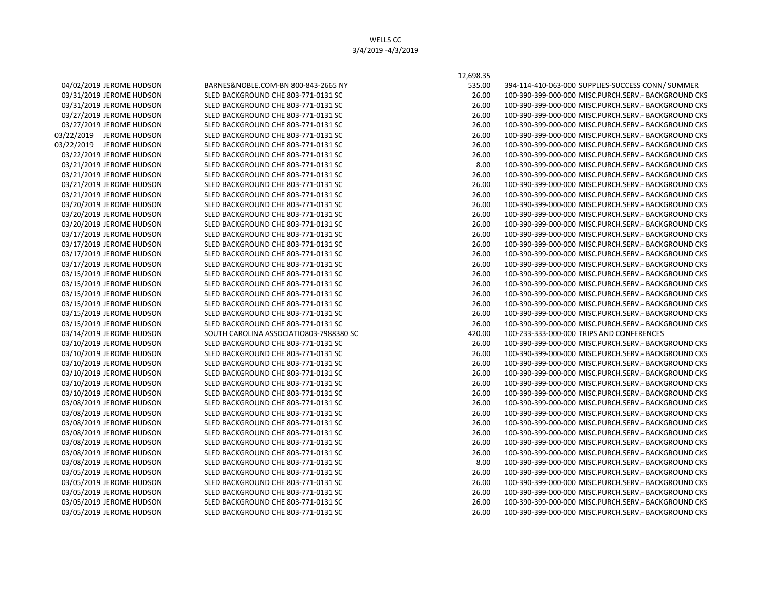WELLS CC
3/4/2019 -4/3/2019

| Date | Name | Vendor | Amount | Account |
|---|---|---|---|---|
| | | | 12,698.35 | |
| 04/02/2019 | JEROME HUDSON | BARNES&NOBLE.COM-BN 800-843-2665 NY | 535.00 | 394-114-410-063-000 SUPPLIES-SUCCESS CONN/ SUMMER |
| 03/31/2019 | JEROME HUDSON | SLED BACKGROUND CHE 803-771-0131 SC | 26.00 | 100-390-399-000-000 MISC.PURCH.SERV.- BACKGROUND CKS |
| 03/31/2019 | JEROME HUDSON | SLED BACKGROUND CHE 803-771-0131 SC | 26.00 | 100-390-399-000-000 MISC.PURCH.SERV.- BACKGROUND CKS |
| 03/27/2019 | JEROME HUDSON | SLED BACKGROUND CHE 803-771-0131 SC | 26.00 | 100-390-399-000-000 MISC.PURCH.SERV.- BACKGROUND CKS |
| 03/27/2019 | JEROME HUDSON | SLED BACKGROUND CHE 803-771-0131 SC | 26.00 | 100-390-399-000-000 MISC.PURCH.SERV.- BACKGROUND CKS |
| 03/22/2019 | JEROME HUDSON | SLED BACKGROUND CHE 803-771-0131 SC | 26.00 | 100-390-399-000-000 MISC.PURCH.SERV.- BACKGROUND CKS |
| 03/22/2019 | JEROME HUDSON | SLED BACKGROUND CHE 803-771-0131 SC | 26.00 | 100-390-399-000-000 MISC.PURCH.SERV.- BACKGROUND CKS |
| 03/22/2019 | JEROME HUDSON | SLED BACKGROUND CHE 803-771-0131 SC | 26.00 | 100-390-399-000-000 MISC.PURCH.SERV.- BACKGROUND CKS |
| 03/21/2019 | JEROME HUDSON | SLED BACKGROUND CHE 803-771-0131 SC | 8.00 | 100-390-399-000-000 MISC.PURCH.SERV.- BACKGROUND CKS |
| 03/21/2019 | JEROME HUDSON | SLED BACKGROUND CHE 803-771-0131 SC | 26.00 | 100-390-399-000-000 MISC.PURCH.SERV.- BACKGROUND CKS |
| 03/21/2019 | JEROME HUDSON | SLED BACKGROUND CHE 803-771-0131 SC | 26.00 | 100-390-399-000-000 MISC.PURCH.SERV.- BACKGROUND CKS |
| 03/21/2019 | JEROME HUDSON | SLED BACKGROUND CHE 803-771-0131 SC | 26.00 | 100-390-399-000-000 MISC.PURCH.SERV.- BACKGROUND CKS |
| 03/20/2019 | JEROME HUDSON | SLED BACKGROUND CHE 803-771-0131 SC | 26.00 | 100-390-399-000-000 MISC.PURCH.SERV.- BACKGROUND CKS |
| 03/20/2019 | JEROME HUDSON | SLED BACKGROUND CHE 803-771-0131 SC | 26.00 | 100-390-399-000-000 MISC.PURCH.SERV.- BACKGROUND CKS |
| 03/20/2019 | JEROME HUDSON | SLED BACKGROUND CHE 803-771-0131 SC | 26.00 | 100-390-399-000-000 MISC.PURCH.SERV.- BACKGROUND CKS |
| 03/17/2019 | JEROME HUDSON | SLED BACKGROUND CHE 803-771-0131 SC | 26.00 | 100-390-399-000-000 MISC.PURCH.SERV.- BACKGROUND CKS |
| 03/17/2019 | JEROME HUDSON | SLED BACKGROUND CHE 803-771-0131 SC | 26.00 | 100-390-399-000-000 MISC.PURCH.SERV.- BACKGROUND CKS |
| 03/17/2019 | JEROME HUDSON | SLED BACKGROUND CHE 803-771-0131 SC | 26.00 | 100-390-399-000-000 MISC.PURCH.SERV.- BACKGROUND CKS |
| 03/17/2019 | JEROME HUDSON | SLED BACKGROUND CHE 803-771-0131 SC | 26.00 | 100-390-399-000-000 MISC.PURCH.SERV.- BACKGROUND CKS |
| 03/15/2019 | JEROME HUDSON | SLED BACKGROUND CHE 803-771-0131 SC | 26.00 | 100-390-399-000-000 MISC.PURCH.SERV.- BACKGROUND CKS |
| 03/15/2019 | JEROME HUDSON | SLED BACKGROUND CHE 803-771-0131 SC | 26.00 | 100-390-399-000-000 MISC.PURCH.SERV.- BACKGROUND CKS |
| 03/15/2019 | JEROME HUDSON | SLED BACKGROUND CHE 803-771-0131 SC | 26.00 | 100-390-399-000-000 MISC.PURCH.SERV.- BACKGROUND CKS |
| 03/15/2019 | JEROME HUDSON | SLED BACKGROUND CHE 803-771-0131 SC | 26.00 | 100-390-399-000-000 MISC.PURCH.SERV.- BACKGROUND CKS |
| 03/15/2019 | JEROME HUDSON | SLED BACKGROUND CHE 803-771-0131 SC | 26.00 | 100-390-399-000-000 MISC.PURCH.SERV.- BACKGROUND CKS |
| 03/15/2019 | JEROME HUDSON | SLED BACKGROUND CHE 803-771-0131 SC | 26.00 | 100-390-399-000-000 MISC.PURCH.SERV.- BACKGROUND CKS |
| 03/14/2019 | JEROME HUDSON | SOUTH CAROLINA ASSOCIATIO803-7988380 SC | 420.00 | 100-233-333-000-000 TRIPS AND CONFERENCES |
| 03/10/2019 | JEROME HUDSON | SLED BACKGROUND CHE 803-771-0131 SC | 26.00 | 100-390-399-000-000 MISC.PURCH.SERV.- BACKGROUND CKS |
| 03/10/2019 | JEROME HUDSON | SLED BACKGROUND CHE 803-771-0131 SC | 26.00 | 100-390-399-000-000 MISC.PURCH.SERV.- BACKGROUND CKS |
| 03/10/2019 | JEROME HUDSON | SLED BACKGROUND CHE 803-771-0131 SC | 26.00 | 100-390-399-000-000 MISC.PURCH.SERV.- BACKGROUND CKS |
| 03/10/2019 | JEROME HUDSON | SLED BACKGROUND CHE 803-771-0131 SC | 26.00 | 100-390-399-000-000 MISC.PURCH.SERV.- BACKGROUND CKS |
| 03/10/2019 | JEROME HUDSON | SLED BACKGROUND CHE 803-771-0131 SC | 26.00 | 100-390-399-000-000 MISC.PURCH.SERV.- BACKGROUND CKS |
| 03/10/2019 | JEROME HUDSON | SLED BACKGROUND CHE 803-771-0131 SC | 26.00 | 100-390-399-000-000 MISC.PURCH.SERV.- BACKGROUND CKS |
| 03/08/2019 | JEROME HUDSON | SLED BACKGROUND CHE 803-771-0131 SC | 26.00 | 100-390-399-000-000 MISC.PURCH.SERV.- BACKGROUND CKS |
| 03/08/2019 | JEROME HUDSON | SLED BACKGROUND CHE 803-771-0131 SC | 26.00 | 100-390-399-000-000 MISC.PURCH.SERV.- BACKGROUND CKS |
| 03/08/2019 | JEROME HUDSON | SLED BACKGROUND CHE 803-771-0131 SC | 26.00 | 100-390-399-000-000 MISC.PURCH.SERV.- BACKGROUND CKS |
| 03/08/2019 | JEROME HUDSON | SLED BACKGROUND CHE 803-771-0131 SC | 26.00 | 100-390-399-000-000 MISC.PURCH.SERV.- BACKGROUND CKS |
| 03/08/2019 | JEROME HUDSON | SLED BACKGROUND CHE 803-771-0131 SC | 26.00 | 100-390-399-000-000 MISC.PURCH.SERV.- BACKGROUND CKS |
| 03/08/2019 | JEROME HUDSON | SLED BACKGROUND CHE 803-771-0131 SC | 26.00 | 100-390-399-000-000 MISC.PURCH.SERV.- BACKGROUND CKS |
| 03/08/2019 | JEROME HUDSON | SLED BACKGROUND CHE 803-771-0131 SC | 8.00 | 100-390-399-000-000 MISC.PURCH.SERV.- BACKGROUND CKS |
| 03/05/2019 | JEROME HUDSON | SLED BACKGROUND CHE 803-771-0131 SC | 26.00 | 100-390-399-000-000 MISC.PURCH.SERV.- BACKGROUND CKS |
| 03/05/2019 | JEROME HUDSON | SLED BACKGROUND CHE 803-771-0131 SC | 26.00 | 100-390-399-000-000 MISC.PURCH.SERV.- BACKGROUND CKS |
| 03/05/2019 | JEROME HUDSON | SLED BACKGROUND CHE 803-771-0131 SC | 26.00 | 100-390-399-000-000 MISC.PURCH.SERV.- BACKGROUND CKS |
| 03/05/2019 | JEROME HUDSON | SLED BACKGROUND CHE 803-771-0131 SC | 26.00 | 100-390-399-000-000 MISC.PURCH.SERV.- BACKGROUND CKS |
| 03/05/2019 | JEROME HUDSON | SLED BACKGROUND CHE 803-771-0131 SC | 26.00 | 100-390-399-000-000 MISC.PURCH.SERV.- BACKGROUND CKS |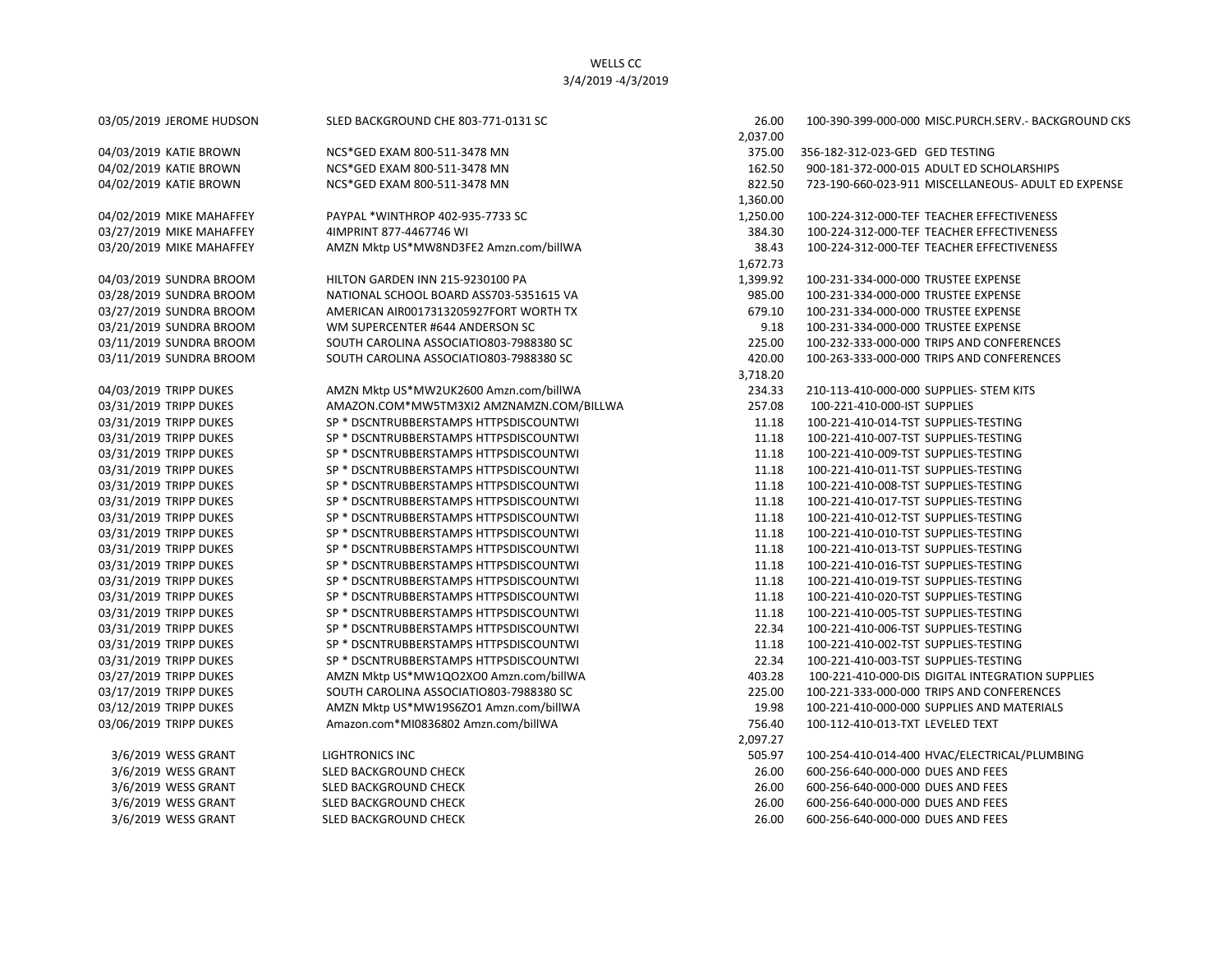WELLS CC
3/4/2019 -4/3/2019

| Date | Name | Vendor | Amount | Account |
|---|---|---|---|---|
| 03/05/2019 | JEROME HUDSON | SLED BACKGROUND CHE 803-771-0131 SC | 26.00 | 100-390-399-000-000 MISC.PURCH.SERV.- BACKGROUND CKS |
| | | | 2,037.00 | |
| 04/03/2019 | KATIE BROWN | NCS*GED EXAM 800-511-3478 MN | 375.00 | 356-182-312-023-GED GED TESTING |
| 04/02/2019 | KATIE BROWN | NCS*GED EXAM 800-511-3478 MN | 162.50 | 900-181-372-000-015 ADULT ED SCHOLARSHIPS |
| 04/02/2019 | KATIE BROWN | NCS*GED EXAM 800-511-3478 MN | 822.50 | 723-190-660-023-911 MISCELLANEOUS- ADULT ED EXPENSE |
| | | | 1,360.00 | |
| 04/02/2019 | MIKE MAHAFFEY | PAYPAL *WINTHROP 402-935-7733 SC | 1,250.00 | 100-224-312-000-TEF TEACHER EFFECTIVENESS |
| 03/27/2019 | MIKE MAHAFFEY | 4IMPRINT 877-4467746 WI | 384.30 | 100-224-312-000-TEF TEACHER EFFECTIVENESS |
| 03/20/2019 | MIKE MAHAFFEY | AMZN Mktp US*MW8ND3FE2 Amzn.com/billWA | 38.43 | 100-224-312-000-TEF TEACHER EFFECTIVENESS |
| | | | 1,672.73 | |
| 04/03/2019 | SUNDRA BROOM | HILTON GARDEN INN 215-9230100 PA | 1,399.92 | 100-231-334-000-000 TRUSTEE EXPENSE |
| 03/28/2019 | SUNDRA BROOM | NATIONAL SCHOOL BOARD ASS703-5351615 VA | 985.00 | 100-231-334-000-000 TRUSTEE EXPENSE |
| 03/27/2019 | SUNDRA BROOM | AMERICAN AIR0017313205927FORT WORTH TX | 679.10 | 100-231-334-000-000 TRUSTEE EXPENSE |
| 03/21/2019 | SUNDRA BROOM | WM SUPERCENTER #644 ANDERSON SC | 9.18 | 100-231-334-000-000 TRUSTEE EXPENSE |
| 03/11/2019 | SUNDRA BROOM | SOUTH CAROLINA ASSOCIATIO803-7988380 SC | 225.00 | 100-232-333-000-000 TRIPS AND CONFERENCES |
| 03/11/2019 | SUNDRA BROOM | SOUTH CAROLINA ASSOCIATIO803-7988380 SC | 420.00 | 100-263-333-000-000 TRIPS AND CONFERENCES |
| | | | 3,718.20 | |
| 04/03/2019 | TRIPP DUKES | AMZN Mktp US*MW2UK2600 Amzn.com/billWA | 234.33 | 210-113-410-000-000 SUPPLIES- STEM KITS |
| 03/31/2019 | TRIPP DUKES | AMAZON.COM*MW5TM3XI2 AMZNAMZN.COM/BILLWA | 257.08 | 100-221-410-000-IST SUPPLIES |
| 03/31/2019 | TRIPP DUKES | SP * DSCNTRUBBERSTAMPS HTTPSDISCOUNTWI | 11.18 | 100-221-410-014-TST SUPPLIES-TESTING |
| 03/31/2019 | TRIPP DUKES | SP * DSCNTRUBBERSTAMPS HTTPSDISCOUNTWI | 11.18 | 100-221-410-007-TST SUPPLIES-TESTING |
| 03/31/2019 | TRIPP DUKES | SP * DSCNTRUBBERSTAMPS HTTPSDISCOUNTWI | 11.18 | 100-221-410-009-TST SUPPLIES-TESTING |
| 03/31/2019 | TRIPP DUKES | SP * DSCNTRUBBERSTAMPS HTTPSDISCOUNTWI | 11.18 | 100-221-410-011-TST SUPPLIES-TESTING |
| 03/31/2019 | TRIPP DUKES | SP * DSCNTRUBBERSTAMPS HTTPSDISCOUNTWI | 11.18 | 100-221-410-008-TST SUPPLIES-TESTING |
| 03/31/2019 | TRIPP DUKES | SP * DSCNTRUBBERSTAMPS HTTPSDISCOUNTWI | 11.18 | 100-221-410-017-TST SUPPLIES-TESTING |
| 03/31/2019 | TRIPP DUKES | SP * DSCNTRUBBERSTAMPS HTTPSDISCOUNTWI | 11.18 | 100-221-410-012-TST SUPPLIES-TESTING |
| 03/31/2019 | TRIPP DUKES | SP * DSCNTRUBBERSTAMPS HTTPSDISCOUNTWI | 11.18 | 100-221-410-010-TST SUPPLIES-TESTING |
| 03/31/2019 | TRIPP DUKES | SP * DSCNTRUBBERSTAMPS HTTPSDISCOUNTWI | 11.18 | 100-221-410-013-TST SUPPLIES-TESTING |
| 03/31/2019 | TRIPP DUKES | SP * DSCNTRUBBERSTAMPS HTTPSDISCOUNTWI | 11.18 | 100-221-410-016-TST SUPPLIES-TESTING |
| 03/31/2019 | TRIPP DUKES | SP * DSCNTRUBBERSTAMPS HTTPSDISCOUNTWI | 11.18 | 100-221-410-019-TST SUPPLIES-TESTING |
| 03/31/2019 | TRIPP DUKES | SP * DSCNTRUBBERSTAMPS HTTPSDISCOUNTWI | 11.18 | 100-221-410-020-TST SUPPLIES-TESTING |
| 03/31/2019 | TRIPP DUKES | SP * DSCNTRUBBERSTAMPS HTTPSDISCOUNTWI | 11.18 | 100-221-410-005-TST SUPPLIES-TESTING |
| 03/31/2019 | TRIPP DUKES | SP * DSCNTRUBBERSTAMPS HTTPSDISCOUNTWI | 22.34 | 100-221-410-006-TST SUPPLIES-TESTING |
| 03/31/2019 | TRIPP DUKES | SP * DSCNTRUBBERSTAMPS HTTPSDISCOUNTWI | 11.18 | 100-221-410-002-TST SUPPLIES-TESTING |
| 03/31/2019 | TRIPP DUKES | SP * DSCNTRUBBERSTAMPS HTTPSDISCOUNTWI | 22.34 | 100-221-410-003-TST SUPPLIES-TESTING |
| 03/27/2019 | TRIPP DUKES | AMZN Mktp US*MW1QO2XO0 Amzn.com/billWA | 403.28 | 100-221-410-000-DIS DIGITAL INTEGRATION SUPPLIES |
| 03/17/2019 | TRIPP DUKES | SOUTH CAROLINA ASSOCIATIO803-7988380 SC | 225.00 | 100-221-333-000-000 TRIPS AND CONFERENCES |
| 03/12/2019 | TRIPP DUKES | AMZN Mktp US*MW19S6ZO1 Amzn.com/billWA | 19.98 | 100-221-410-000-000 SUPPLIES AND MATERIALS |
| 03/06/2019 | TRIPP DUKES | Amazon.com*MI0836802 Amzn.com/billWA | 756.40 | 100-112-410-013-TXT LEVELED TEXT |
| | | | 2,097.27 | |
| 3/6/2019 | WESS GRANT | LIGHTRONICS INC | 505.97 | 100-254-410-014-400 HVAC/ELECTRICAL/PLUMBING |
| 3/6/2019 | WESS GRANT | SLED BACKGROUND CHECK | 26.00 | 600-256-640-000-000 DUES AND FEES |
| 3/6/2019 | WESS GRANT | SLED BACKGROUND CHECK | 26.00 | 600-256-640-000-000 DUES AND FEES |
| 3/6/2019 | WESS GRANT | SLED BACKGROUND CHECK | 26.00 | 600-256-640-000-000 DUES AND FEES |
| 3/6/2019 | WESS GRANT | SLED BACKGROUND CHECK | 26.00 | 600-256-640-000-000 DUES AND FEES |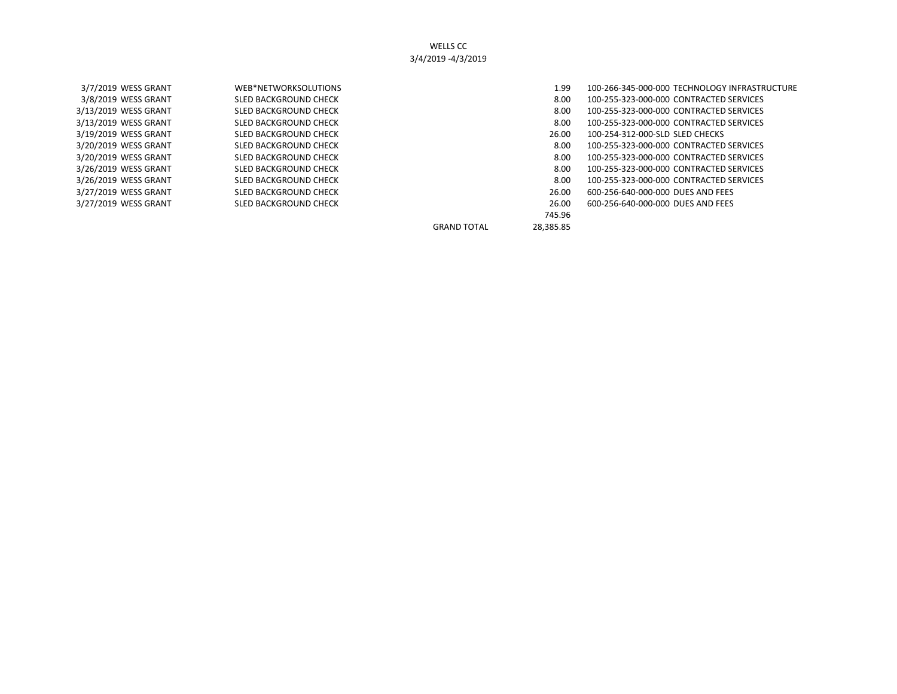WELLS CC
3/4/2019 -4/3/2019

| | | | | | |
|---|---|---|---|---|---|
| 3/7/2019 | WESS GRANT | WEB*NETWORKSOLUTIONS | | 1.99 | 100-266-345-000-000 TECHNOLOGY INFRASTRUCTURE |
| 3/8/2019 | WESS GRANT | SLED BACKGROUND CHECK | | 8.00 | 100-255-323-000-000 CONTRACTED SERVICES |
| 3/13/2019 | WESS GRANT | SLED BACKGROUND CHECK | | 8.00 | 100-255-323-000-000 CONTRACTED SERVICES |
| 3/13/2019 | WESS GRANT | SLED BACKGROUND CHECK | | 8.00 | 100-255-323-000-000 CONTRACTED SERVICES |
| 3/19/2019 | WESS GRANT | SLED BACKGROUND CHECK | | 26.00 | 100-254-312-000-SLD SLED CHECKS |
| 3/20/2019 | WESS GRANT | SLED BACKGROUND CHECK | | 8.00 | 100-255-323-000-000 CONTRACTED SERVICES |
| 3/20/2019 | WESS GRANT | SLED BACKGROUND CHECK | | 8.00 | 100-255-323-000-000 CONTRACTED SERVICES |
| 3/26/2019 | WESS GRANT | SLED BACKGROUND CHECK | | 8.00 | 100-255-323-000-000 CONTRACTED SERVICES |
| 3/26/2019 | WESS GRANT | SLED BACKGROUND CHECK | | 8.00 | 100-255-323-000-000 CONTRACTED SERVICES |
| 3/27/2019 | WESS GRANT | SLED BACKGROUND CHECK | | 26.00 | 600-256-640-000-000 DUES AND FEES |
| 3/27/2019 | WESS GRANT | SLED BACKGROUND CHECK | | 26.00 | 600-256-640-000-000 DUES AND FEES |
| | | | | 745.96 | |
| | | | GRAND TOTAL | 28,385.85 | |